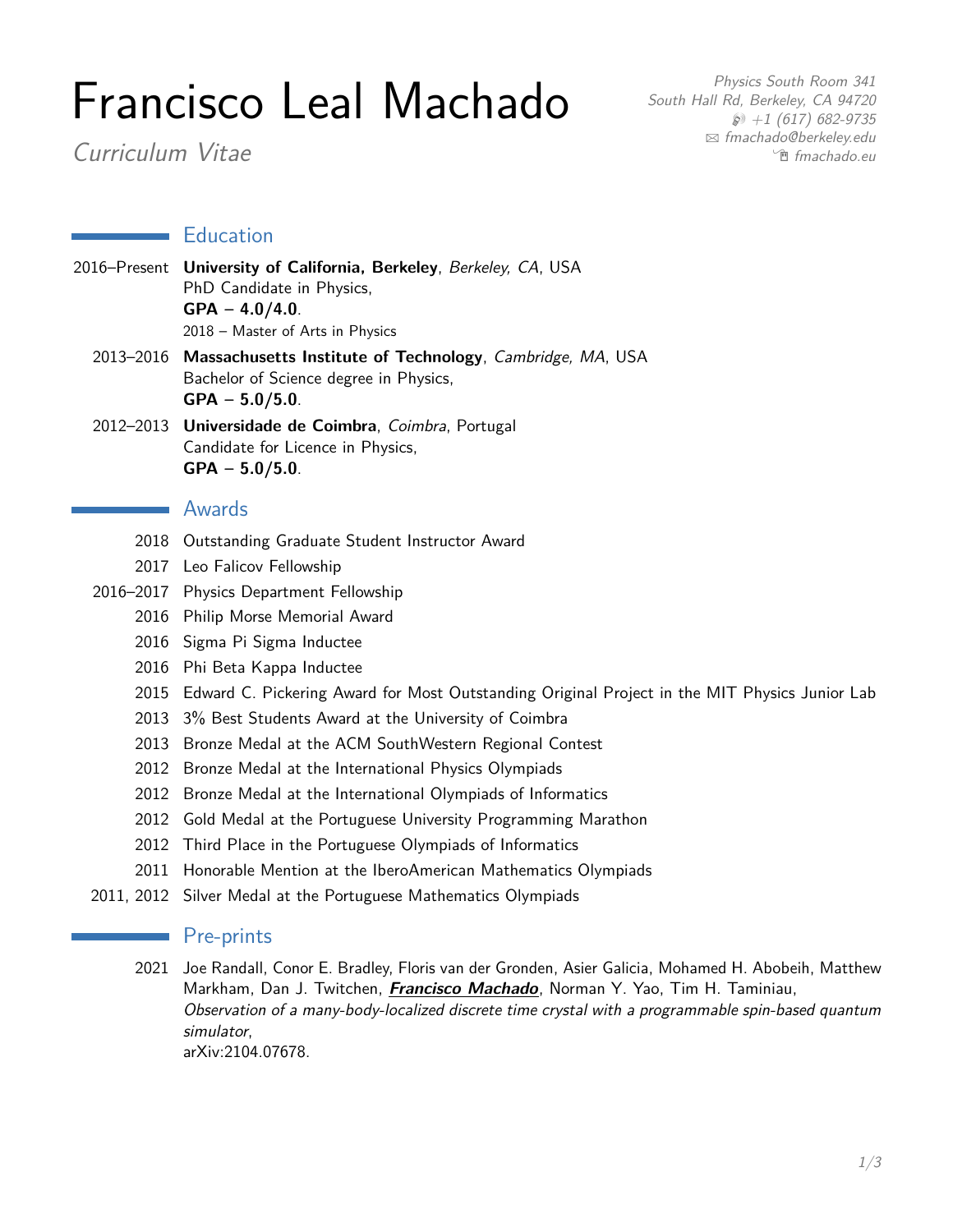# Francisco Leal Machado

*Curriculum Vitae*

*Physics South Room 341*
*South Hall Rd, Berkeley, CA 94720*
*+1 (617) 682-9735*
*fmachado@berkeley.edu*
*fmachado.eu*

## Education

2016–Present **University of California, Berkeley**, *Berkeley, CA*, USA
PhD Candidate in Physics,
**GPA – 4.0/4.0**.
2018 – Master of Arts in Physics

2013–2016 **Massachusetts Institute of Technology**, *Cambridge, MA*, USA
Bachelor of Science degree in Physics,
**GPA – 5.0/5.0**.

2012–2013 **Universidade de Coimbra**, *Coimbra*, Portugal
Candidate for Licence in Physics,
**GPA – 5.0/5.0**.

## Awards

- 2018 Outstanding Graduate Student Instructor Award
- 2017 Leo Falicov Fellowship
- 2016–2017 Physics Department Fellowship
- 2016 Philip Morse Memorial Award
- 2016 Sigma Pi Sigma Inductee
- 2016 Phi Beta Kappa Inductee
- 2015 Edward C. Pickering Award for Most Outstanding Original Project in the MIT Physics Junior Lab
- 2013 3% Best Students Award at the University of Coimbra
- 2013 Bronze Medal at the ACM SouthWestern Regional Contest
- 2012 Bronze Medal at the International Physics Olympiads
- 2012 Bronze Medal at the International Olympiads of Informatics
- 2012 Gold Medal at the Portuguese University Programming Marathon
- 2012 Third Place in the Portuguese Olympiads of Informatics
- 2011 Honorable Mention at the IberoAmerican Mathematics Olympiads
- 2011, 2012 Silver Medal at the Portuguese Mathematics Olympiads

## Pre-prints

2021 Joe Randall, Conor E. Bradley, Floris van der Gronden, Asier Galicia, Mohamed H. Abobeih, Matthew Markham, Dan J. Twitchen, ***Francisco Machado***, Norman Y. Yao, Tim H. Taminiau,
*Observation of a many-body-localized discrete time crystal with a programmable spin-based quantum simulator*,
arXiv:2104.07678.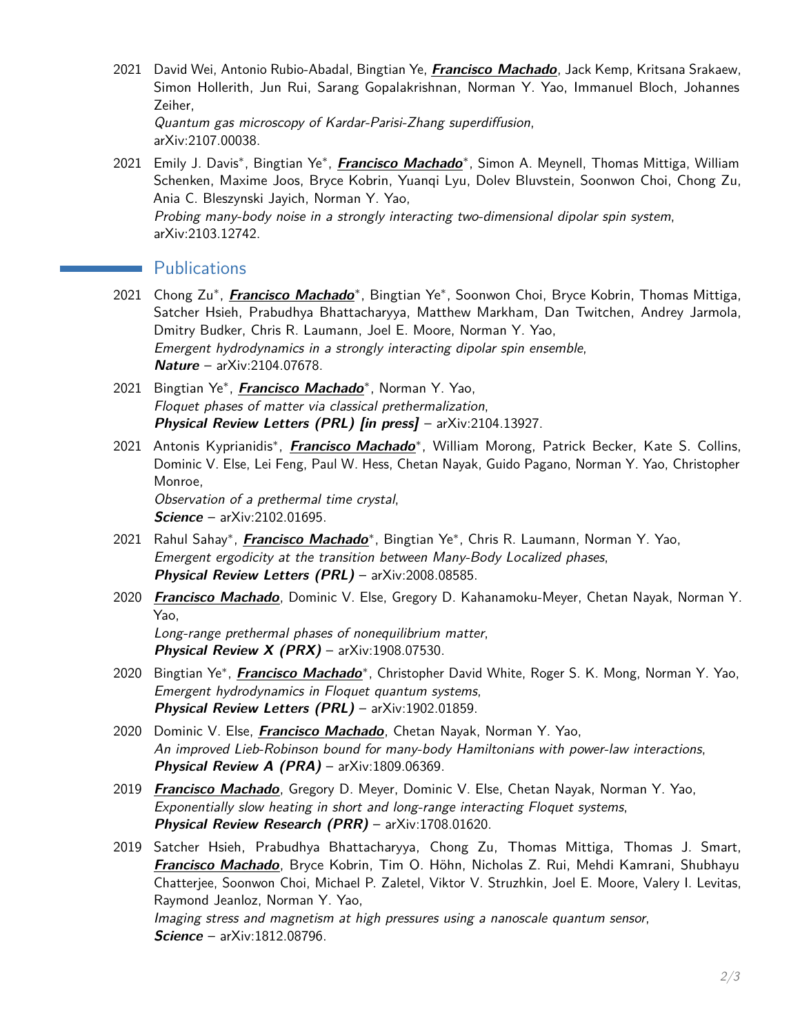2021 David Wei, Antonio Rubio-Abadal, Bingtian Ye, ***Francisco Machado***, Jack Kemp, Kritsana Srakaew, Simon Hollerith, Jun Rui, Sarang Gopalakrishnan, Norman Y. Yao, Immanuel Bloch, Johannes Zeiher,
*Quantum gas microscopy of Kardar-Parisi-Zhang superdiffusion*,
arXiv:2107.00038.

2021 Emily J. Davis*, Bingtian Ye*, ***Francisco Machado****, Simon A. Meynell, Thomas Mittiga, William Schenken, Maxime Joos, Bryce Kobrin, Yuanqi Lyu, Dolev Bluvstein, Soonwon Choi, Chong Zu, Ania C. Bleszynski Jayich, Norman Y. Yao,
*Probing many-body noise in a strongly interacting two-dimensional dipolar spin system*,
arXiv:2103.12742.

## Publications

2021 Chong Zu*, ***Francisco Machado****, Bingtian Ye*, Soonwon Choi, Bryce Kobrin, Thomas Mittiga, Satcher Hsieh, Prabudhya Bhattacharyya, Matthew Markham, Dan Twitchen, Andrey Jarmola, Dmitry Budker, Chris R. Laumann, Joel E. Moore, Norman Y. Yao,
*Emergent hydrodynamics in a strongly interacting dipolar spin ensemble*,
***Nature*** – arXiv:2104.07678.

2021 Bingtian Ye*, ***Francisco Machado****, Norman Y. Yao,
*Floquet phases of matter via classical prethermalization*,
***Physical Review Letters (PRL) [in press]*** – arXiv:2104.13927.

2021 Antonis Kyprianidis*, ***Francisco Machado****, William Morong, Patrick Becker, Kate S. Collins, Dominic V. Else, Lei Feng, Paul W. Hess, Chetan Nayak, Guido Pagano, Norman Y. Yao, Christopher Monroe,
*Observation of a prethermal time crystal*,
***Science*** – arXiv:2102.01695.

2021 Rahul Sahay*, ***Francisco Machado****, Bingtian Ye*, Chris R. Laumann, Norman Y. Yao,
*Emergent ergodicity at the transition between Many-Body Localized phases*,
***Physical Review Letters (PRL)*** – arXiv:2008.08585.

2020 ***Francisco Machado***, Dominic V. Else, Gregory D. Kahanamoku-Meyer, Chetan Nayak, Norman Y. Yao,
*Long-range prethermal phases of nonequilibrium matter*,
***Physical Review X (PRX)*** – arXiv:1908.07530.

2020 Bingtian Ye*, ***Francisco Machado****, Christopher David White, Roger S. K. Mong, Norman Y. Yao,
*Emergent hydrodynamics in Floquet quantum systems*,
***Physical Review Letters (PRL)*** – arXiv:1902.01859.

2020 Dominic V. Else, ***Francisco Machado***, Chetan Nayak, Norman Y. Yao,
*An improved Lieb-Robinson bound for many-body Hamiltonians with power-law interactions*,
***Physical Review A (PRA)*** – arXiv:1809.06369.

2019 ***Francisco Machado***, Gregory D. Meyer, Dominic V. Else, Chetan Nayak, Norman Y. Yao,
*Exponentially slow heating in short and long-range interacting Floquet systems*,
***Physical Review Research (PRR)*** – arXiv:1708.01620.

2019 Satcher Hsieh, Prabudhya Bhattacharyya, Chong Zu, Thomas Mittiga, Thomas J. Smart, ***Francisco Machado***, Bryce Kobrin, Tim O. Höhn, Nicholas Z. Rui, Mehdi Kamrani, Shubhayu Chatterjee, Soonwon Choi, Michael P. Zaletel, Viktor V. Struzhkin, Joel E. Moore, Valery I. Levitas, Raymond Jeanloz, Norman Y. Yao,
*Imaging stress and magnetism at high pressures using a nanoscale quantum sensor*,
***Science*** – arXiv:1812.08796.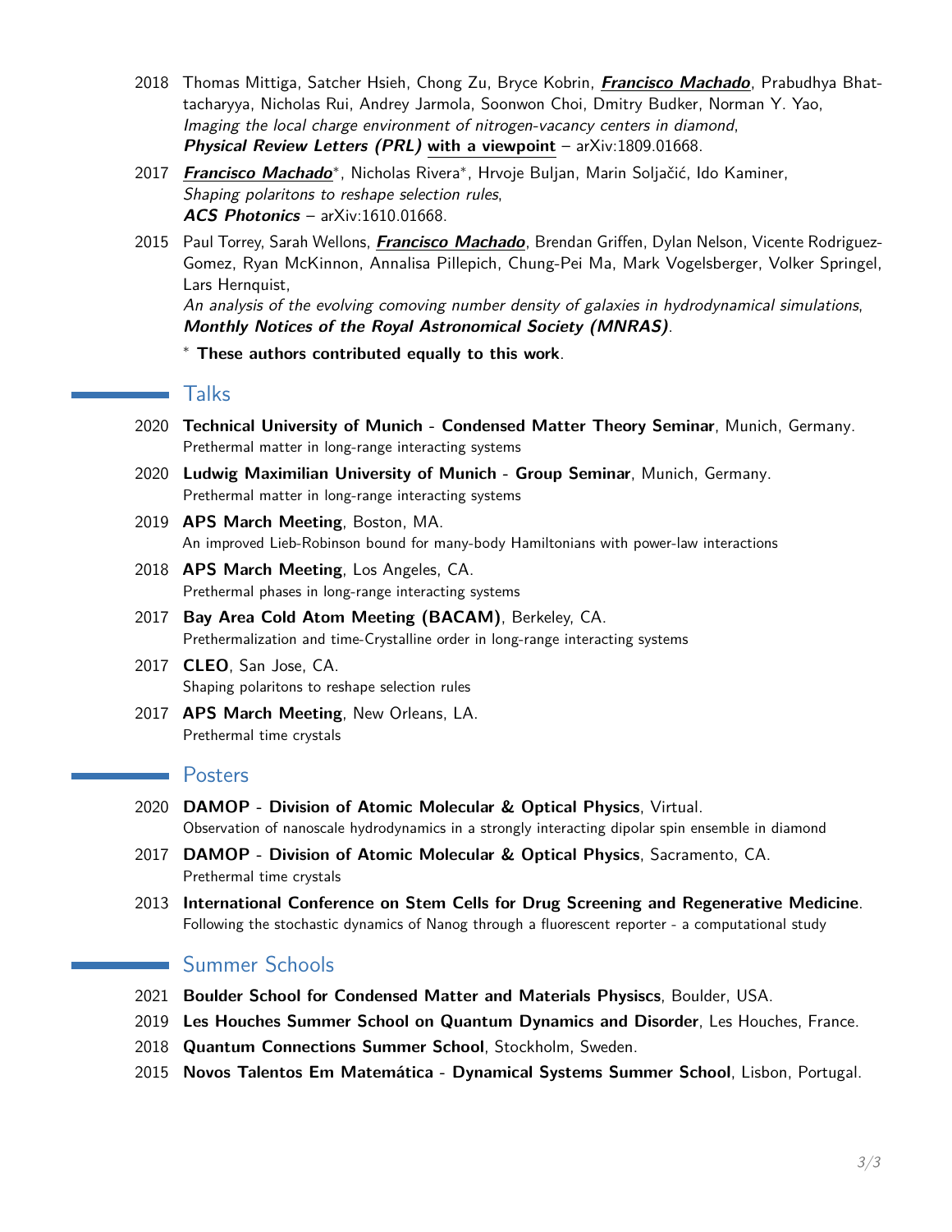- 2018 Thomas Mittiga, Satcher Hsieh, Chong Zu, Bryce Kobrin, ***Francisco Machado***, Prabudhya Bhattacharyya, Nicholas Rui, Andrey Jarmola, Soonwon Choi, Dmitry Budker, Norman Y. Yao,
  *Imaging the local charge environment of nitrogen-vacancy centers in diamond*,
  ***Physical Review Letters (PRL)*** **with a viewpoint** – arXiv:1809.01668.
- 2017 ***Francisco Machado****, Nicholas Rivera*, Hrvoje Buljan, Marin Soljačić, Ido Kaminer,
  *Shaping polaritons to reshape selection rules*,
  ***ACS Photonics*** – arXiv:1610.01668.
- 2015 Paul Torrey, Sarah Wellons, ***Francisco Machado***, Brendan Griffen, Dylan Nelson, Vicente Rodriguez-Gomez, Ryan McKinnon, Annalisa Pillepich, Chung-Pei Ma, Mark Vogelsberger, Volker Springel, Lars Hernquist,
  *An analysis of the evolving comoving number density of galaxies in hydrodynamical simulations*,
  ***Monthly Notices of the Royal Astronomical Society (MNRAS)***.

  * **These authors contributed equally to this work**.

## Talks

- 2020 **Technical University of Munich - Condensed Matter Theory Seminar**, Munich, Germany.
  Prethermal matter in long-range interacting systems
- 2020 **Ludwig Maximilian University of Munich - Group Seminar**, Munich, Germany.
  Prethermal matter in long-range interacting systems
- 2019 **APS March Meeting**, Boston, MA.
  An improved Lieb-Robinson bound for many-body Hamiltonians with power-law interactions
- 2018 **APS March Meeting**, Los Angeles, CA.
  Prethermal phases in long-range interacting systems
- 2017 **Bay Area Cold Atom Meeting (BACAM)**, Berkeley, CA.
  Prethermalization and time-Crystalline order in long-range interacting systems
- 2017 **CLEO**, San Jose, CA.
  Shaping polaritons to reshape selection rules
- 2017 **APS March Meeting**, New Orleans, LA.
  Prethermal time crystals

## Posters

- 2020 **DAMOP - Division of Atomic Molecular & Optical Physics**, Virtual.
  Observation of nanoscale hydrodynamics in a strongly interacting dipolar spin ensemble in diamond
- 2017 **DAMOP - Division of Atomic Molecular & Optical Physics**, Sacramento, CA.
  Prethermal time crystals
- 2013 **International Conference on Stem Cells for Drug Screening and Regenerative Medicine**.
  Following the stochastic dynamics of Nanog through a fluorescent reporter - a computational study

## Summer Schools

- 2021 **Boulder School for Condensed Matter and Materials Physiscs**, Boulder, USA.
- 2019 **Les Houches Summer School on Quantum Dynamics and Disorder**, Les Houches, France.
- 2018 **Quantum Connections Summer School**, Stockholm, Sweden.
- 2015 **Novos Talentos Em Matemática - Dynamical Systems Summer School**, Lisbon, Portugal.